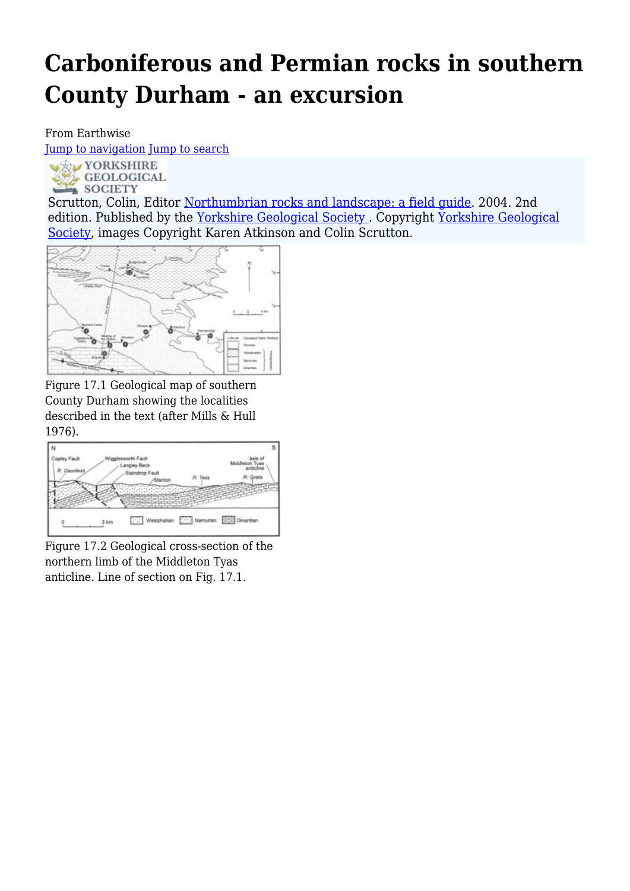# Carboniferous and Permian rocks in southern County Durham - an excursion

From Earthwise

Jump to navigation Jump to search

YORKSHIRE GEOLOGICAL SOCIETY

Scrutton, Colin, Editor Northumbrian rocks and landscape: a field guide. 2004. 2nd edition. Published by the Yorkshire Geological Society . Copyright Yorkshire Geological Society, images Copyright Karen Atkinson and Colin Scrutton.

Figure 17.1 Geological map of southern County Durham showing the localities described in the text (after Mills & Hull 1976).

Figure 17.2 Geological cross-section of the northern limb of the Middleton Tyas anticline. Line of section on Fig. 17.1.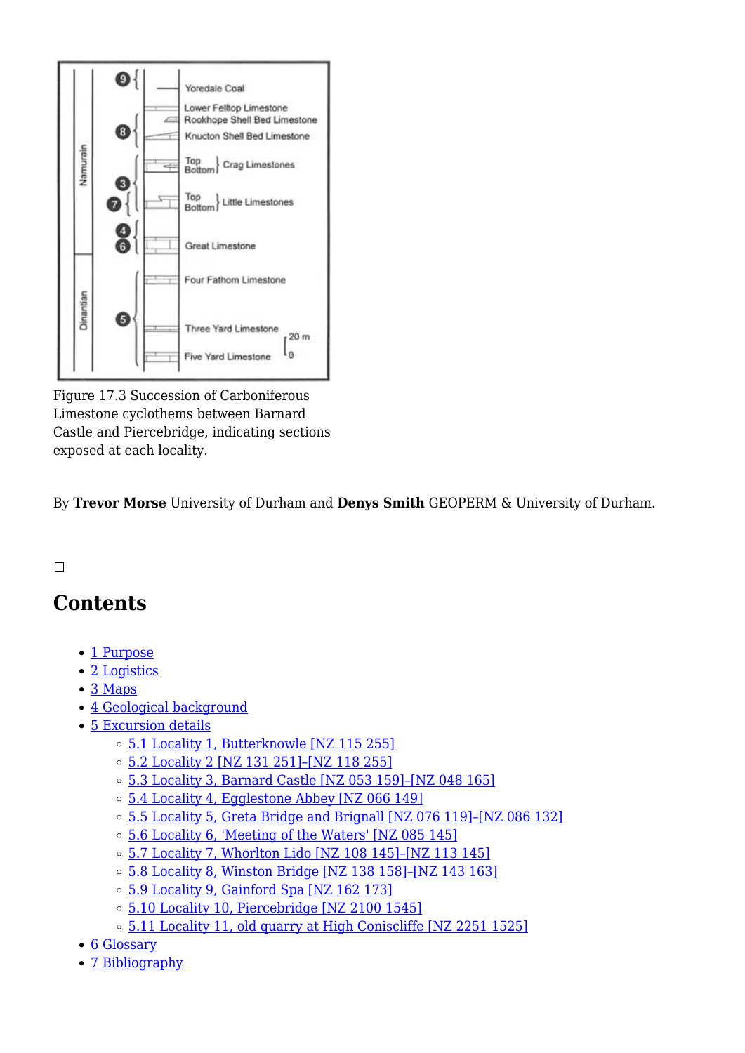Figure 17.3 Succession of Carboniferous Limestone cyclothems between Barnard Castle and Piercebridge, indicating sections exposed at each locality.

By **Trevor Morse** University of Durham and **Denys Smith** GEOPERM & University of Durham.

## Contents

- 1 Purpose
- 2 Logistics
- 3 Maps
- 4 Geological background
- 5 Excursion details
  - 5.1 Locality 1, Butterknowle [NZ 115 255]
  - 5.2 Locality 2 [NZ 131 251]–[NZ 118 255]
  - 5.3 Locality 3, Barnard Castle [NZ 053 159]–[NZ 048 165]
  - 5.4 Locality 4, Egglestone Abbey [NZ 066 149]
  - 5.5 Locality 5, Greta Bridge and Brignall [NZ 076 119]–[NZ 086 132]
  - 5.6 Locality 6, 'Meeting of the Waters' [NZ 085 145]
  - 5.7 Locality 7, Whorlton Lido [NZ 108 145]–[NZ 113 145]
  - 5.8 Locality 8, Winston Bridge [NZ 138 158]–[NZ 143 163]
  - 5.9 Locality 9, Gainford Spa [NZ 162 173]
  - 5.10 Locality 10, Piercebridge [NZ 2100 1545]
  - 5.11 Locality 11, old quarry at High Coniscliffe [NZ 2251 1525]
- 6 Glossary
- 7 Bibliography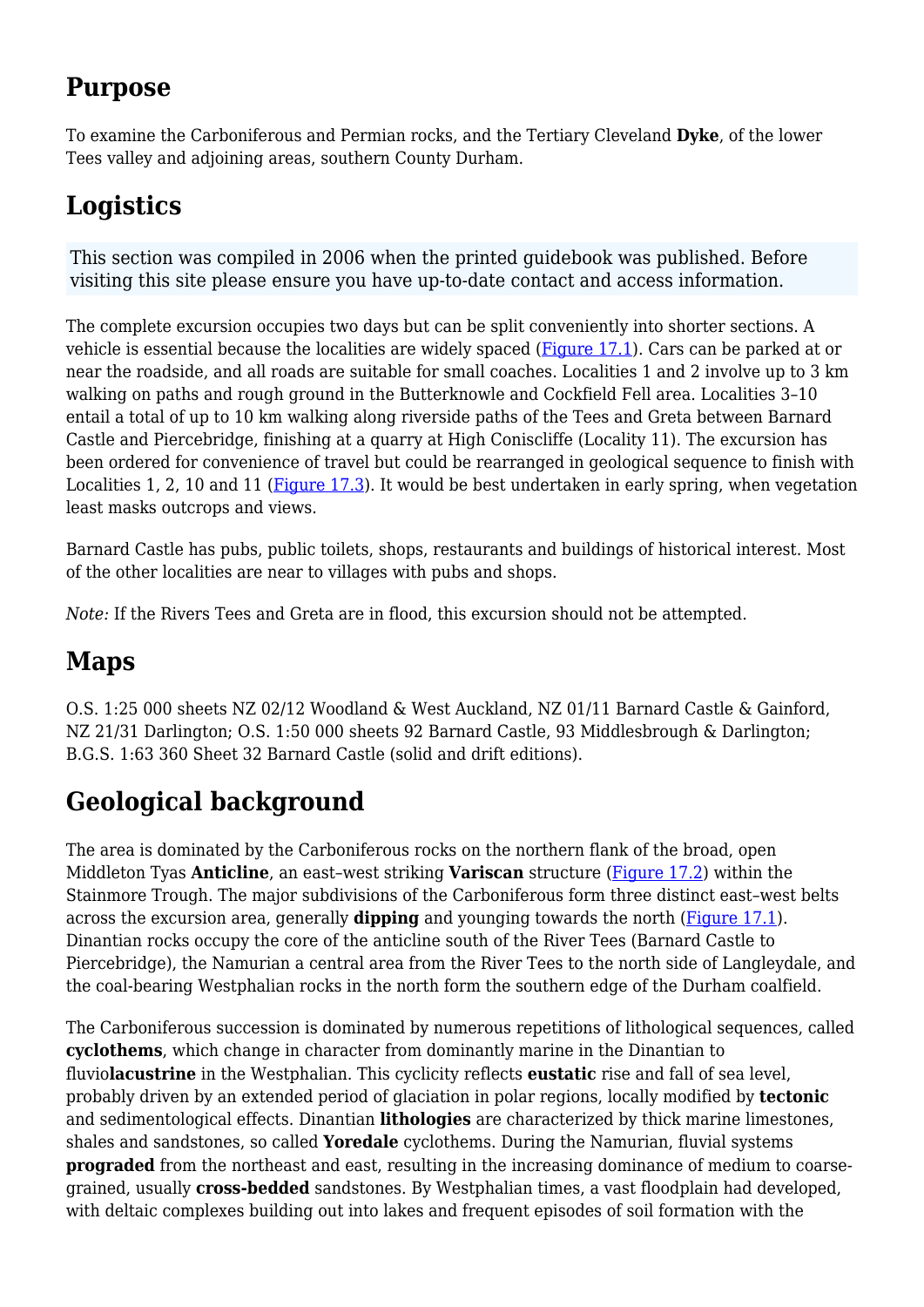## Purpose

To examine the Carboniferous and Permian rocks, and the Tertiary Cleveland **Dyke**, of the lower Tees valley and adjoining areas, southern County Durham.

## Logistics

This section was compiled in 2006 when the printed guidebook was published. Before visiting this site please ensure you have up-to-date contact and access information.

The complete excursion occupies two days but can be split conveniently into shorter sections. A vehicle is essential because the localities are widely spaced (Figure 17.1). Cars can be parked at or near the roadside, and all roads are suitable for small coaches. Localities 1 and 2 involve up to 3 km walking on paths and rough ground in the Butterknowle and Cockfield Fell area. Localities 3–10 entail a total of up to 10 km walking along riverside paths of the Tees and Greta between Barnard Castle and Piercebridge, finishing at a quarry at High Coniscliffe (Locality 11). The excursion has been ordered for convenience of travel but could be rearranged in geological sequence to finish with Localities 1, 2, 10 and 11 (Figure 17.3). It would be best undertaken in early spring, when vegetation least masks outcrops and views.

Barnard Castle has pubs, public toilets, shops, restaurants and buildings of historical interest. Most of the other localities are near to villages with pubs and shops.

*Note:* If the Rivers Tees and Greta are in flood, this excursion should not be attempted.

## Maps

O.S. 1:25 000 sheets NZ 02/12 Woodland & West Auckland, NZ 01/11 Barnard Castle & Gainford, NZ 21/31 Darlington; O.S. 1:50 000 sheets 92 Barnard Castle, 93 Middlesbrough & Darlington; B.G.S. 1:63 360 Sheet 32 Barnard Castle (solid and drift editions).

## Geological background

The area is dominated by the Carboniferous rocks on the northern flank of the broad, open Middleton Tyas **Anticline**, an east–west striking **Variscan** structure (Figure 17.2) within the Stainmore Trough. The major subdivisions of the Carboniferous form three distinct east–west belts across the excursion area, generally **dipping** and younging towards the north (Figure 17.1). Dinantian rocks occupy the core of the anticline south of the River Tees (Barnard Castle to Piercebridge), the Namurian a central area from the River Tees to the north side of Langleydale, and the coal-bearing Westphalian rocks in the north form the southern edge of the Durham coalfield.

The Carboniferous succession is dominated by numerous repetitions of lithological sequences, called **cyclothems**, which change in character from dominantly marine in the Dinantian to fluvio**lacustrine** in the Westphalian. This cyclicity reflects **eustatic** rise and fall of sea level, probably driven by an extended period of glaciation in polar regions, locally modified by **tectonic** and sedimentological effects. Dinantian **lithologies** are characterized by thick marine limestones, shales and sandstones, so called **Yoredale** cyclothems. During the Namurian, fluvial systems **prograded** from the northeast and east, resulting in the increasing dominance of medium to coarse-grained, usually **cross-bedded** sandstones. By Westphalian times, a vast floodplain had developed, with deltaic complexes building out into lakes and frequent episodes of soil formation with the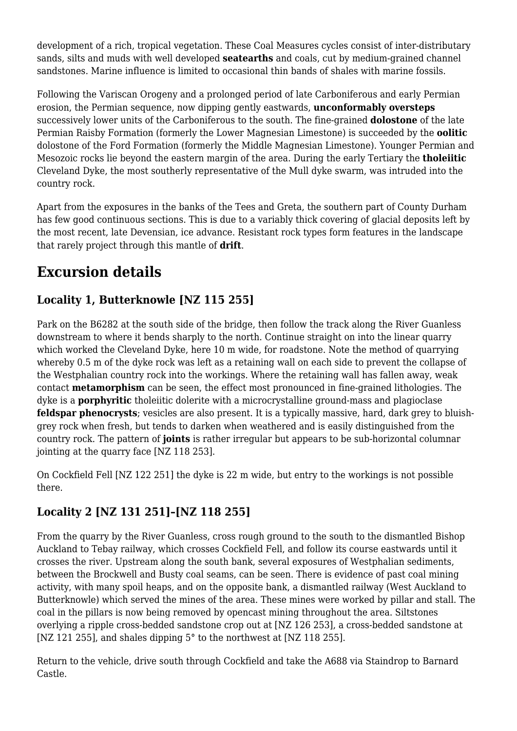development of a rich, tropical vegetation. These Coal Measures cycles consist of inter-distributary sands, silts and muds with well developed **seatearths** and coals, cut by medium-grained channel sandstones. Marine influence is limited to occasional thin bands of shales with marine fossils.

Following the Variscan Orogeny and a prolonged period of late Carboniferous and early Permian erosion, the Permian sequence, now dipping gently eastwards, **unconformably oversteps** successively lower units of the Carboniferous to the south. The fine-grained **dolostone** of the late Permian Raisby Formation (formerly the Lower Magnesian Limestone) is succeeded by the **oolitic** dolostone of the Ford Formation (formerly the Middle Magnesian Limestone). Younger Permian and Mesozoic rocks lie beyond the eastern margin of the area. During the early Tertiary the **tholeiitic** Cleveland Dyke, the most southerly representative of the Mull dyke swarm, was intruded into the country rock.

Apart from the exposures in the banks of the Tees and Greta, the southern part of County Durham has few good continuous sections. This is due to a variably thick covering of glacial deposits left by the most recent, late Devensian, ice advance. Resistant rock types form features in the landscape that rarely project through this mantle of **drift**.

# Excursion details

## Locality 1, Butterknowle [NZ 115 255]

Park on the B6282 at the south side of the bridge, then follow the track along the River Guanless downstream to where it bends sharply to the north. Continue straight on into the linear quarry which worked the Cleveland Dyke, here 10 m wide, for roadstone. Note the method of quarrying whereby 0.5 m of the dyke rock was left as a retaining wall on each side to prevent the collapse of the Westphalian country rock into the workings. Where the retaining wall has fallen away, weak contact **metamorphism** can be seen, the effect most pronounced in fine-grained lithologies. The dyke is a **porphyritic** tholeiitic dolerite with a microcrystalline ground-mass and plagioclase **feldspar phenocrysts**; vesicles are also present. It is a typically massive, hard, dark grey to bluish-grey rock when fresh, but tends to darken when weathered and is easily distinguished from the country rock. The pattern of **joints** is rather irregular but appears to be sub-horizontal columnar jointing at the quarry face [NZ 118 253].

On Cockfield Fell [NZ 122 251] the dyke is 22 m wide, but entry to the workings is not possible there.

## Locality 2 [NZ 131 251]–[NZ 118 255]

From the quarry by the River Guanless, cross rough ground to the south to the dismantled Bishop Auckland to Tebay railway, which crosses Cockfield Fell, and follow its course eastwards until it crosses the river. Upstream along the south bank, several exposures of Westphalian sediments, between the Brockwell and Busty coal seams, can be seen. There is evidence of past coal mining activity, with many spoil heaps, and on the opposite bank, a dismantled railway (West Auckland to Butterknowle) which served the mines of the area. These mines were worked by pillar and stall. The coal in the pillars is now being removed by opencast mining throughout the area. Siltstones overlying a ripple cross-bedded sandstone crop out at [NZ 126 253], a cross-bedded sandstone at [NZ 121 255], and shales dipping 5° to the northwest at [NZ 118 255].

Return to the vehicle, drive south through Cockfield and take the A688 via Staindrop to Barnard Castle.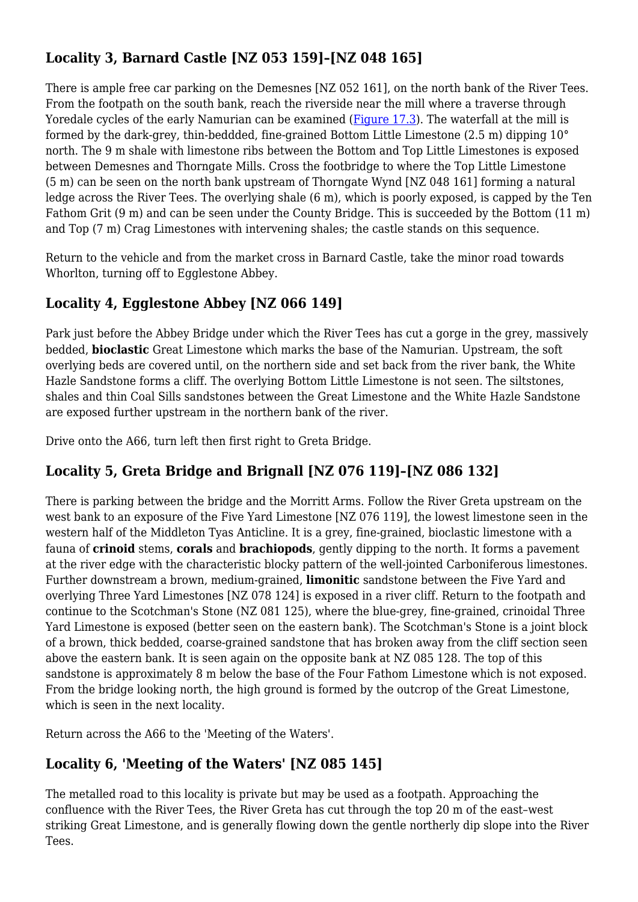## Locality 3, Barnard Castle [NZ 053 159]–[NZ 048 165]

There is ample free car parking on the Demesnes [NZ 052 161], on the north bank of the River Tees. From the footpath on the south bank, reach the riverside near the mill where a traverse through Yoredale cycles of the early Namurian can be examined (Figure 17.3). The waterfall at the mill is formed by the dark-grey, thin-beddded, fine-grained Bottom Little Limestone (2.5 m) dipping 10° north. The 9 m shale with limestone ribs between the Bottom and Top Little Limestones is exposed between Demesnes and Thorngate Mills. Cross the footbridge to where the Top Little Limestone (5 m) can be seen on the north bank upstream of Thorngate Wynd [NZ 048 161] forming a natural ledge across the River Tees. The overlying shale (6 m), which is poorly exposed, is capped by the Ten Fathom Grit (9 m) and can be seen under the County Bridge. This is succeeded by the Bottom (11 m) and Top (7 m) Crag Limestones with intervening shales; the castle stands on this sequence.

Return to the vehicle and from the market cross in Barnard Castle, take the minor road towards Whorlton, turning off to Egglestone Abbey.

## Locality 4, Egglestone Abbey [NZ 066 149]

Park just before the Abbey Bridge under which the River Tees has cut a gorge in the grey, massively bedded, **bioclastic** Great Limestone which marks the base of the Namurian. Upstream, the soft overlying beds are covered until, on the northern side and set back from the river bank, the White Hazle Sandstone forms a cliff. The overlying Bottom Little Limestone is not seen. The siltstones, shales and thin Coal Sills sandstones between the Great Limestone and the White Hazle Sandstone are exposed further upstream in the northern bank of the river.

Drive onto the A66, turn left then first right to Greta Bridge.

## Locality 5, Greta Bridge and Brignall [NZ 076 119]–[NZ 086 132]

There is parking between the bridge and the Morritt Arms. Follow the River Greta upstream on the west bank to an exposure of the Five Yard Limestone [NZ 076 119], the lowest limestone seen in the western half of the Middleton Tyas Anticline. It is a grey, fine-grained, bioclastic limestone with a fauna of **crinoid** stems, **corals** and **brachiopods**, gently dipping to the north. It forms a pavement at the river edge with the characteristic blocky pattern of the well-jointed Carboniferous limestones. Further downstream a brown, medium-grained, **limonitic** sandstone between the Five Yard and overlying Three Yard Limestones [NZ 078 124] is exposed in a river cliff. Return to the footpath and continue to the Scotchman's Stone (NZ 081 125), where the blue-grey, fine-grained, crinoidal Three Yard Limestone is exposed (better seen on the eastern bank). The Scotchman's Stone is a joint block of a brown, thick bedded, coarse-grained sandstone that has broken away from the cliff section seen above the eastern bank. It is seen again on the opposite bank at NZ 085 128. The top of this sandstone is approximately 8 m below the base of the Four Fathom Limestone which is not exposed. From the bridge looking north, the high ground is formed by the outcrop of the Great Limestone, which is seen in the next locality.

Return across the A66 to the 'Meeting of the Waters'.

## Locality 6, 'Meeting of the Waters' [NZ 085 145]

The metalled road to this locality is private but may be used as a footpath. Approaching the confluence with the River Tees, the River Greta has cut through the top 20 m of the east–west striking Great Limestone, and is generally flowing down the gentle northerly dip slope into the River Tees.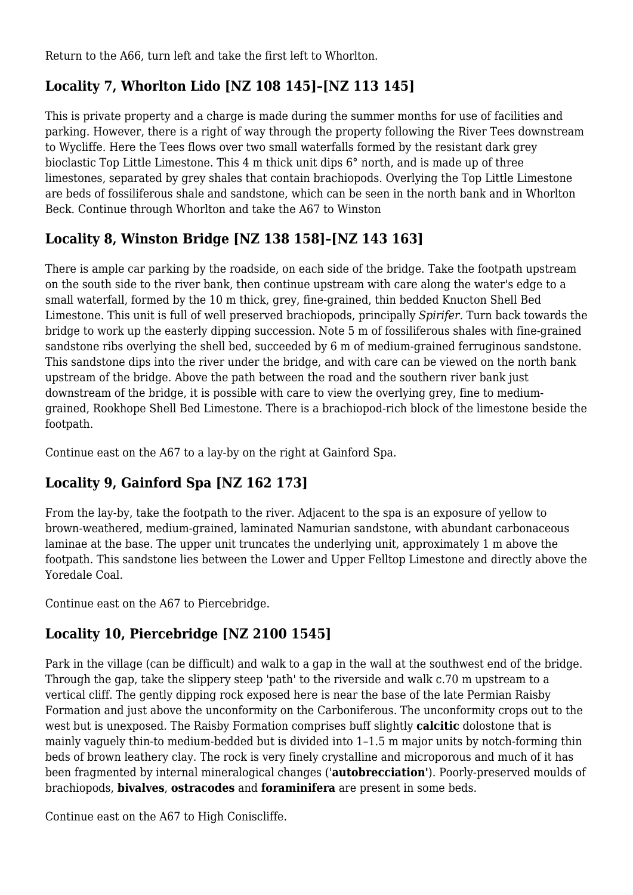Return to the A66, turn left and take the first left to Whorlton.

## Locality 7, Whorlton Lido [NZ 108 145]–[NZ 113 145]

This is private property and a charge is made during the summer months for use of facilities and parking. However, there is a right of way through the property following the River Tees downstream to Wycliffe. Here the Tees flows over two small waterfalls formed by the resistant dark grey bioclastic Top Little Limestone. This 4 m thick unit dips 6° north, and is made up of three limestones, separated by grey shales that contain brachiopods. Overlying the Top Little Limestone are beds of fossiliferous shale and sandstone, which can be seen in the north bank and in Whorlton Beck. Continue through Whorlton and take the A67 to Winston

## Locality 8, Winston Bridge [NZ 138 158]–[NZ 143 163]

There is ample car parking by the roadside, on each side of the bridge. Take the footpath upstream on the south side to the river bank, then continue upstream with care along the water's edge to a small waterfall, formed by the 10 m thick, grey, fine-grained, thin bedded Knucton Shell Bed Limestone. This unit is full of well preserved brachiopods, principally *Spirifer.* Turn back towards the bridge to work up the easterly dipping succession. Note 5 m of fossiliferous shales with fine-grained sandstone ribs overlying the shell bed, succeeded by 6 m of medium-grained ferruginous sandstone. This sandstone dips into the river under the bridge, and with care can be viewed on the north bank upstream of the bridge. Above the path between the road and the southern river bank just downstream of the bridge, it is possible with care to view the overlying grey, fine to medium-grained, Rookhope Shell Bed Limestone. There is a brachiopod-rich block of the limestone beside the footpath.

Continue east on the A67 to a lay-by on the right at Gainford Spa.

## Locality 9, Gainford Spa [NZ 162 173]

From the lay-by, take the footpath to the river. Adjacent to the spa is an exposure of yellow to brown-weathered, medium-grained, laminated Namurian sandstone, with abundant carbonaceous laminae at the base. The upper unit truncates the underlying unit, approximately 1 m above the footpath. This sandstone lies between the Lower and Upper Felltop Limestone and directly above the Yoredale Coal.

Continue east on the A67 to Piercebridge.

## Locality 10, Piercebridge [NZ 2100 1545]

Park in the village (can be difficult) and walk to a gap in the wall at the southwest end of the bridge. Through the gap, take the slippery steep 'path' to the riverside and walk c.70 m upstream to a vertical cliff. The gently dipping rock exposed here is near the base of the late Permian Raisby Formation and just above the unconformity on the Carboniferous. The unconformity crops out to the west but is unexposed. The Raisby Formation comprises buff slightly **calcitic** dolostone that is mainly vaguely thin-to medium-bedded but is divided into 1–1.5 m major units by notch-forming thin beds of brown leathery clay. The rock is very finely crystalline and microporous and much of it has been fragmented by internal mineralogical changes ('**autobrecciation**'). Poorly-preserved moulds of brachiopods, **bivalves**, **ostracodes** and **foraminifera** are present in some beds.

Continue east on the A67 to High Coniscliffe.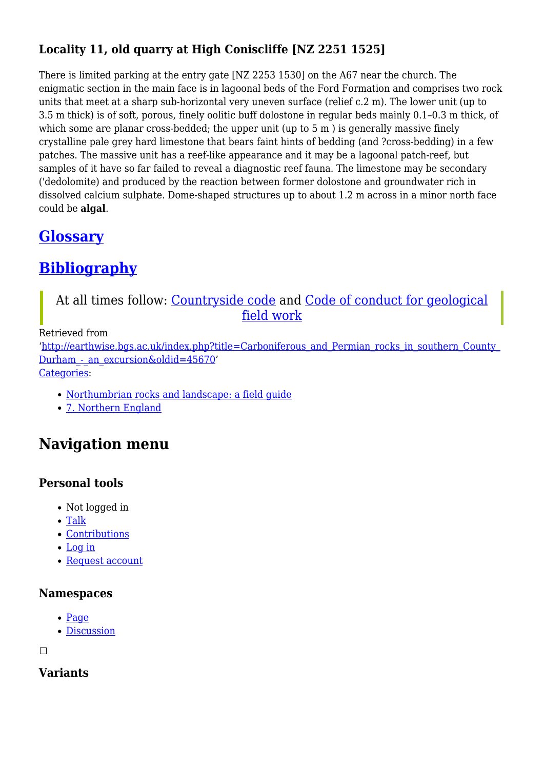### Locality 11, old quarry at High Coniscliffe [NZ 2251 1525]

There is limited parking at the entry gate [NZ 2253 1530] on the A67 near the church. The enigmatic section in the main face is in lagoonal beds of the Ford Formation and comprises two rock units that meet at a sharp sub-horizontal very uneven surface (relief c.2 m). The lower unit (up to 3.5 m thick) is of soft, porous, finely oolitic buff dolostone in regular beds mainly 0.1–0.3 m thick, of which some are planar cross-bedded; the upper unit (up to 5 m ) is generally massive finely crystalline pale grey hard limestone that bears faint hints of bedding (and ?cross-bedding) in a few patches. The massive unit has a reef-like appearance and it may be a lagoonal patch-reef, but samples of it have so far failed to reveal a diagnostic reef fauna. The limestone may be secondary ('dedolomite) and produced by the reaction between former dolostone and groundwater rich in dissolved calcium sulphate. Dome-shaped structures up to about 1.2 m across in a minor north face could be **algal**.

## Glossary

## Bibliography

> At all times follow: Countryside code and Code of conduct for geological field work

Retrieved from 'http://earthwise.bgs.ac.uk/index.php?title=Carboniferous_and_Permian_rocks_in_southern_County_Durham_-_an_excursion&oldid=45670'

Categories:

- Northumbrian rocks and landscape: a field guide
- 7. Northern England

## Navigation menu

### Personal tools

- Not logged in
- Talk
- Contributions
- Log in
- Request account

### Namespaces

- Page
- Discussion

### Variants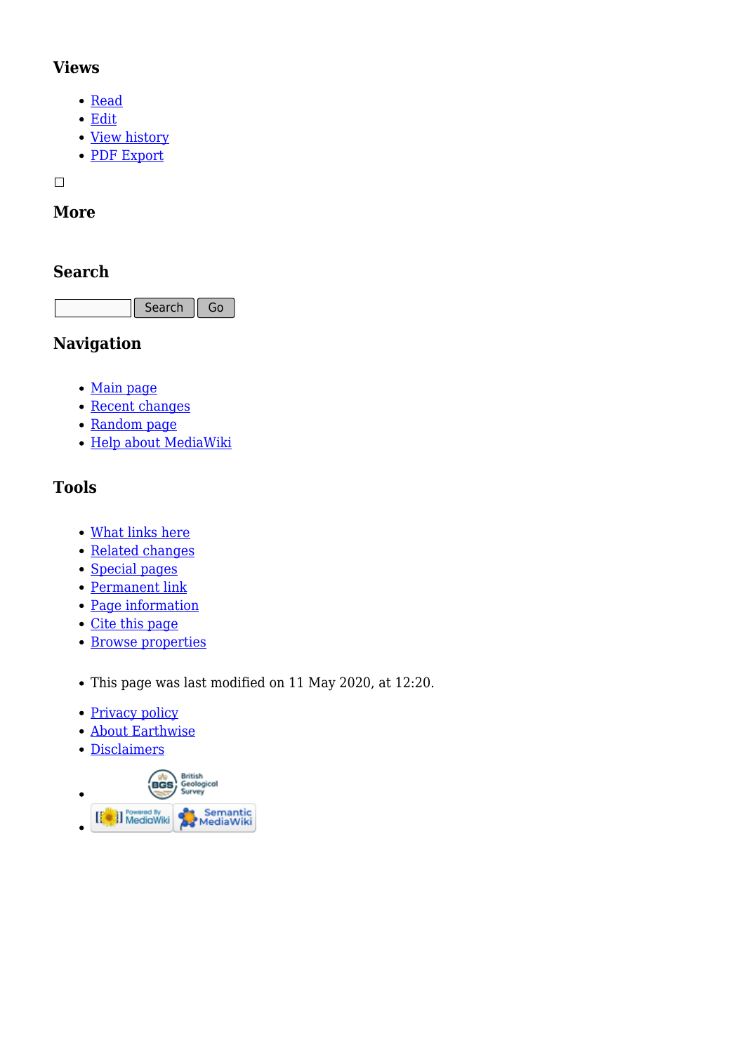### Views

- Read
- Edit
- View history
- PDF Export

### More

### Search

Search Go

### Navigation

- Main page
- Recent changes
- Random page
- Help about MediaWiki

### Tools

- What links here
- Related changes
- Special pages
- Permanent link
- Page information
- Cite this page
- Browse properties

- This page was last modified on 11 May 2020, at 12:20.

- Privacy policy
- About Earthwise
- Disclaimers